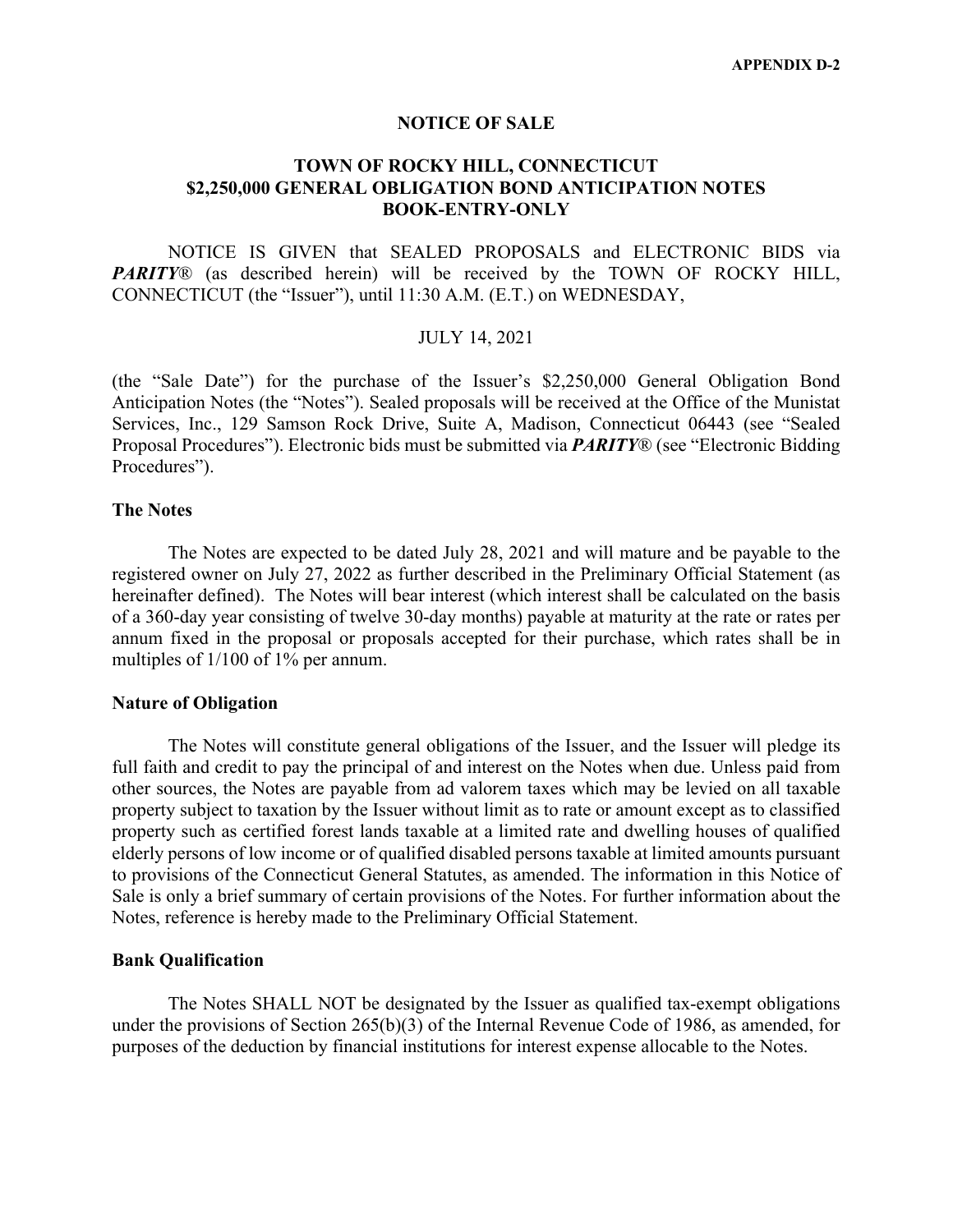APPENDIX D-2

# NOTICE OF SALE

## TOWN OF ROCKY HILL, CONNECTICUT
## $2,250,000 GENERAL OBLIGATION BOND ANTICIPATION NOTES
## BOOK-ENTRY-ONLY

NOTICE IS GIVEN that SEALED PROPOSALS and ELECTRONIC BIDS via ***PARITY***® (as described herein) will be received by the TOWN OF ROCKY HILL, CONNECTICUT (the "Issuer"), until 11:30 A.M. (E.T.) on WEDNESDAY,

JULY 14, 2021

(the "Sale Date") for the purchase of the Issuer's $2,250,000 General Obligation Bond Anticipation Notes (the "Notes"). Sealed proposals will be received at the Office of the Munistat Services, Inc., 129 Samson Rock Drive, Suite A, Madison, Connecticut 06443 (see "Sealed Proposal Procedures"). Electronic bids must be submitted via ***PARITY***® (see "Electronic Bidding Procedures").

### The Notes

The Notes are expected to be dated July 28, 2021 and will mature and be payable to the registered owner on July 27, 2022 as further described in the Preliminary Official Statement (as hereinafter defined). The Notes will bear interest (which interest shall be calculated on the basis of a 360-day year consisting of twelve 30-day months) payable at maturity at the rate or rates per annum fixed in the proposal or proposals accepted for their purchase, which rates shall be in multiples of 1/100 of 1% per annum.

### Nature of Obligation

The Notes will constitute general obligations of the Issuer, and the Issuer will pledge its full faith and credit to pay the principal of and interest on the Notes when due. Unless paid from other sources, the Notes are payable from ad valorem taxes which may be levied on all taxable property subject to taxation by the Issuer without limit as to rate or amount except as to classified property such as certified forest lands taxable at a limited rate and dwelling houses of qualified elderly persons of low income or of qualified disabled persons taxable at limited amounts pursuant to provisions of the Connecticut General Statutes, as amended. The information in this Notice of Sale is only a brief summary of certain provisions of the Notes. For further information about the Notes, reference is hereby made to the Preliminary Official Statement.

### Bank Qualification

The Notes SHALL NOT be designated by the Issuer as qualified tax-exempt obligations under the provisions of Section 265(b)(3) of the Internal Revenue Code of 1986, as amended, for purposes of the deduction by financial institutions for interest expense allocable to the Notes.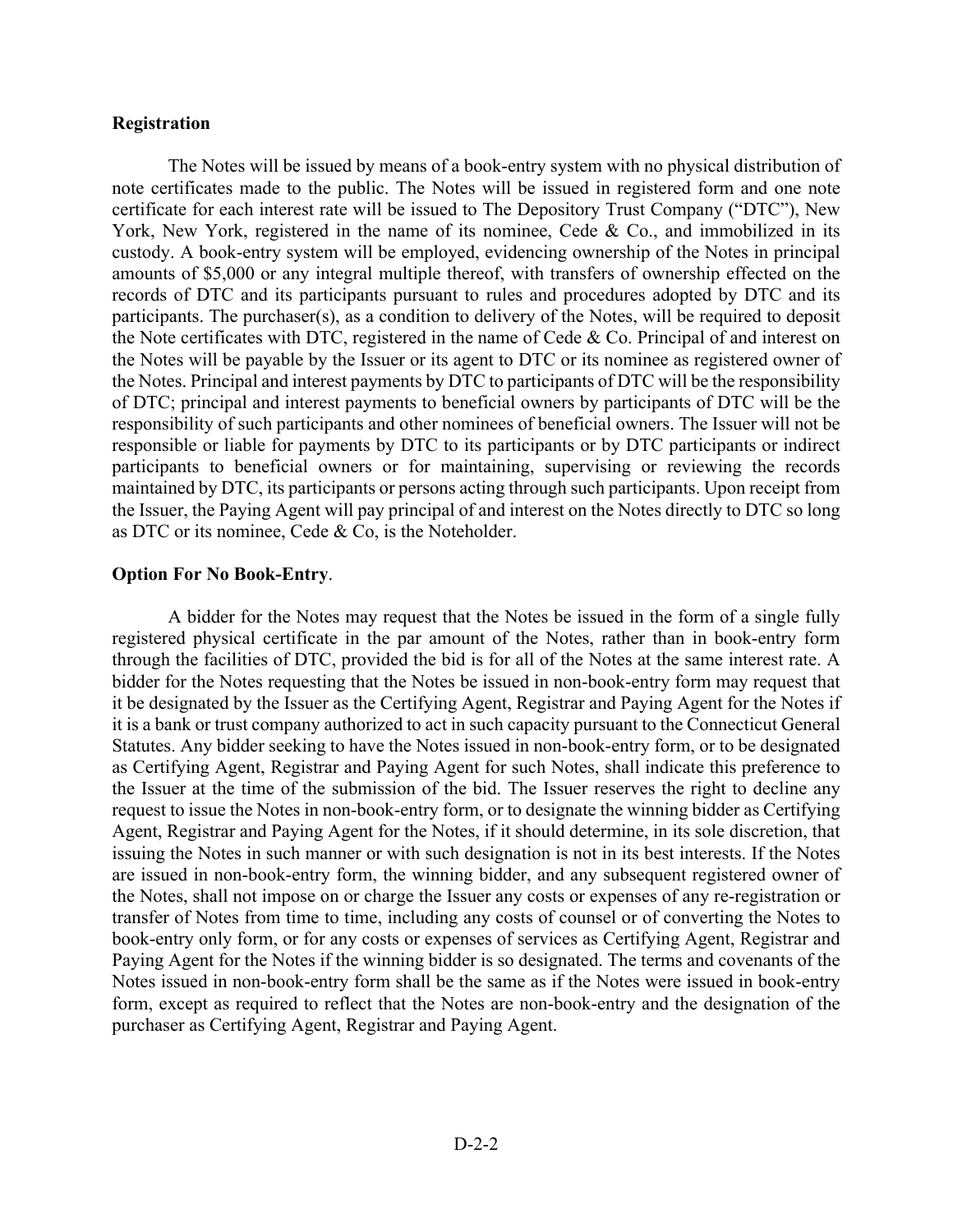**Registration**

The Notes will be issued by means of a book-entry system with no physical distribution of note certificates made to the public. The Notes will be issued in registered form and one note certificate for each interest rate will be issued to The Depository Trust Company ("DTC"), New York, New York, registered in the name of its nominee, Cede & Co., and immobilized in its custody. A book-entry system will be employed, evidencing ownership of the Notes in principal amounts of $5,000 or any integral multiple thereof, with transfers of ownership effected on the records of DTC and its participants pursuant to rules and procedures adopted by DTC and its participants. The purchaser(s), as a condition to delivery of the Notes, will be required to deposit the Note certificates with DTC, registered in the name of Cede & Co. Principal of and interest on the Notes will be payable by the Issuer or its agent to DTC or its nominee as registered owner of the Notes. Principal and interest payments by DTC to participants of DTC will be the responsibility of DTC; principal and interest payments to beneficial owners by participants of DTC will be the responsibility of such participants and other nominees of beneficial owners. The Issuer will not be responsible or liable for payments by DTC to its participants or by DTC participants or indirect participants to beneficial owners or for maintaining, supervising or reviewing the records maintained by DTC, its participants or persons acting through such participants. Upon receipt from the Issuer, the Paying Agent will pay principal of and interest on the Notes directly to DTC so long as DTC or its nominee, Cede & Co, is the Noteholder.

**Option For No Book-Entry**.

A bidder for the Notes may request that the Notes be issued in the form of a single fully registered physical certificate in the par amount of the Notes, rather than in book-entry form through the facilities of DTC, provided the bid is for all of the Notes at the same interest rate. A bidder for the Notes requesting that the Notes be issued in non-book-entry form may request that it be designated by the Issuer as the Certifying Agent, Registrar and Paying Agent for the Notes if it is a bank or trust company authorized to act in such capacity pursuant to the Connecticut General Statutes. Any bidder seeking to have the Notes issued in non-book-entry form, or to be designated as Certifying Agent, Registrar and Paying Agent for such Notes, shall indicate this preference to the Issuer at the time of the submission of the bid. The Issuer reserves the right to decline any request to issue the Notes in non-book-entry form, or to designate the winning bidder as Certifying Agent, Registrar and Paying Agent for the Notes, if it should determine, in its sole discretion, that issuing the Notes in such manner or with such designation is not in its best interests. If the Notes are issued in non-book-entry form, the winning bidder, and any subsequent registered owner of the Notes, shall not impose on or charge the Issuer any costs or expenses of any re-registration or transfer of Notes from time to time, including any costs of counsel or of converting the Notes to book-entry only form, or for any costs or expenses of services as Certifying Agent, Registrar and Paying Agent for the Notes if the winning bidder is so designated. The terms and covenants of the Notes issued in non-book-entry form shall be the same as if the Notes were issued in book-entry form, except as required to reflect that the Notes are non-book-entry and the designation of the purchaser as Certifying Agent, Registrar and Paying Agent.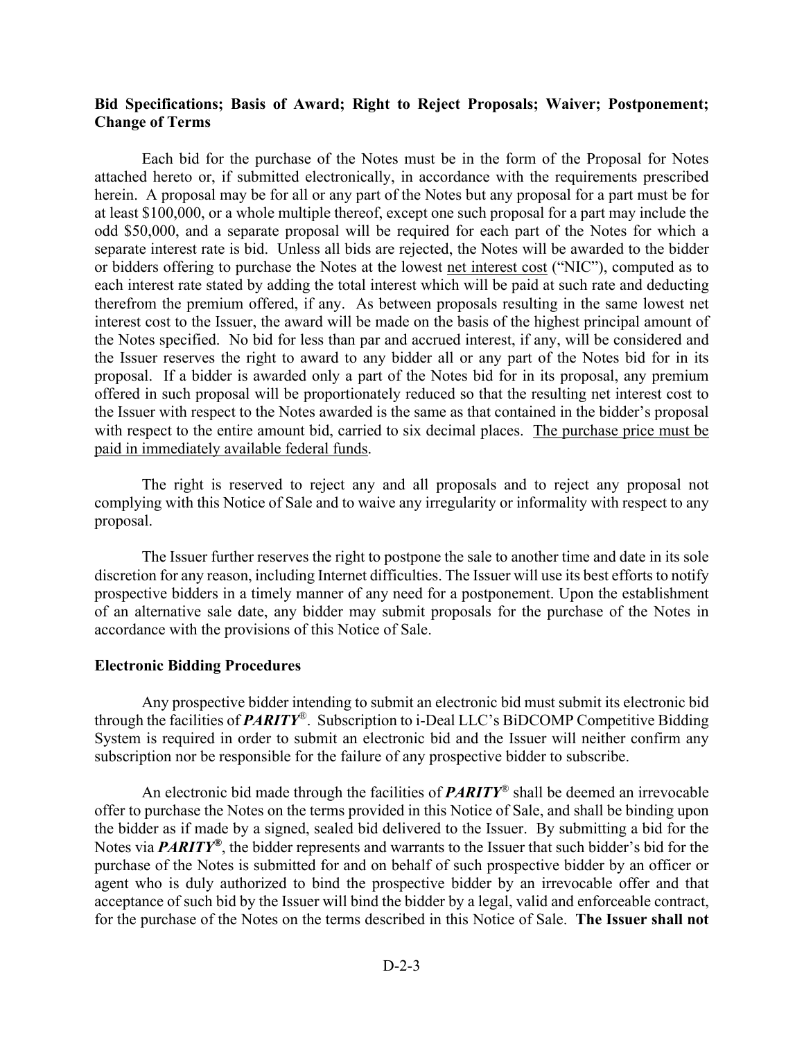**Bid Specifications; Basis of Award; Right to Reject Proposals; Waiver; Postponement; Change of Terms**

Each bid for the purchase of the Notes must be in the form of the Proposal for Notes attached hereto or, if submitted electronically, in accordance with the requirements prescribed herein. A proposal may be for all or any part of the Notes but any proposal for a part must be for at least $100,000, or a whole multiple thereof, except one such proposal for a part may include the odd $50,000, and a separate proposal will be required for each part of the Notes for which a separate interest rate is bid. Unless all bids are rejected, the Notes will be awarded to the bidder or bidders offering to purchase the Notes at the lowest net interest cost ("NIC"), computed as to each interest rate stated by adding the total interest which will be paid at such rate and deducting therefrom the premium offered, if any. As between proposals resulting in the same lowest net interest cost to the Issuer, the award will be made on the basis of the highest principal amount of the Notes specified. No bid for less than par and accrued interest, if any, will be considered and the Issuer reserves the right to award to any bidder all or any part of the Notes bid for in its proposal. If a bidder is awarded only a part of the Notes bid for in its proposal, any premium offered in such proposal will be proportionately reduced so that the resulting net interest cost to the Issuer with respect to the Notes awarded is the same as that contained in the bidder's proposal with respect to the entire amount bid, carried to six decimal places. The purchase price must be paid in immediately available federal funds.

The right is reserved to reject any and all proposals and to reject any proposal not complying with this Notice of Sale and to waive any irregularity or informality with respect to any proposal.

The Issuer further reserves the right to postpone the sale to another time and date in its sole discretion for any reason, including Internet difficulties. The Issuer will use its best efforts to notify prospective bidders in a timely manner of any need for a postponement. Upon the establishment of an alternative sale date, any bidder may submit proposals for the purchase of the Notes in accordance with the provisions of this Notice of Sale.

**Electronic Bidding Procedures**

Any prospective bidder intending to submit an electronic bid must submit its electronic bid through the facilities of ***PARITY***®. Subscription to i-Deal LLC's BiDCOMP Competitive Bidding System is required in order to submit an electronic bid and the Issuer will neither confirm any subscription nor be responsible for the failure of any prospective bidder to subscribe.

An electronic bid made through the facilities of ***PARITY***® shall be deemed an irrevocable offer to purchase the Notes on the terms provided in this Notice of Sale, and shall be binding upon the bidder as if made by a signed, sealed bid delivered to the Issuer. By submitting a bid for the Notes via ***PARITY®***, the bidder represents and warrants to the Issuer that such bidder's bid for the purchase of the Notes is submitted for and on behalf of such prospective bidder by an officer or agent who is duly authorized to bind the prospective bidder by an irrevocable offer and that acceptance of such bid by the Issuer will bind the bidder by a legal, valid and enforceable contract, for the purchase of the Notes on the terms described in this Notice of Sale. **The Issuer shall not**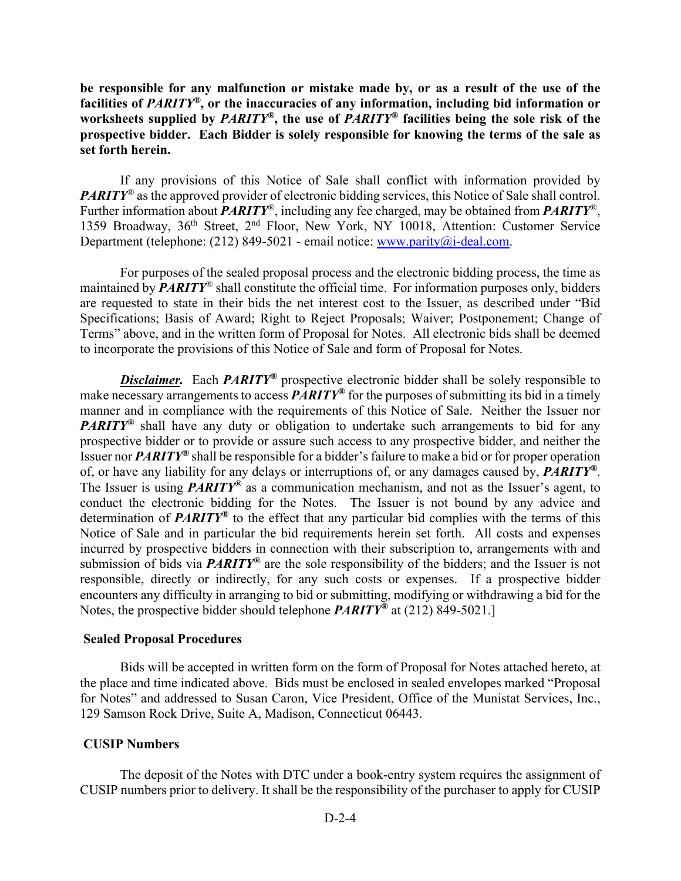**be responsible for any malfunction or mistake made by, or as a result of the use of the facilities of *PARITY*®, or the inaccuracies of any information, including bid information or worksheets supplied by *PARITY*®, the use of *PARITY*® facilities being the sole risk of the prospective bidder. Each Bidder is solely responsible for knowing the terms of the sale as set forth herein.**

If any provisions of this Notice of Sale shall conflict with information provided by ***PARITY***® as the approved provider of electronic bidding services, this Notice of Sale shall control. Further information about ***PARITY***®, including any fee charged, may be obtained from ***PARITY***®, 1359 Broadway, 36th Street, 2nd Floor, New York, NY 10018, Attention: Customer Service Department (telephone: (212) 849-5021 - email notice: www.parity@i-deal.com.

For purposes of the sealed proposal process and the electronic bidding process, the time as maintained by ***PARITY***® shall constitute the official time. For information purposes only, bidders are requested to state in their bids the net interest cost to the Issuer, as described under "Bid Specifications; Basis of Award; Right to Reject Proposals; Waiver; Postponement; Change of Terms" above, and in the written form of Proposal for Notes. All electronic bids shall be deemed to incorporate the provisions of this Notice of Sale and form of Proposal for Notes.

***Disclaimer.*** Each ***PARITY***® prospective electronic bidder shall be solely responsible to make necessary arrangements to access ***PARITY***® for the purposes of submitting its bid in a timely manner and in compliance with the requirements of this Notice of Sale. Neither the Issuer nor ***PARITY***® shall have any duty or obligation to undertake such arrangements to bid for any prospective bidder or to provide or assure such access to any prospective bidder, and neither the Issuer nor ***PARITY***® shall be responsible for a bidder's failure to make a bid or for proper operation of, or have any liability for any delays or interruptions of, or any damages caused by, ***PARITY***®. The Issuer is using ***PARITY***® as a communication mechanism, and not as the Issuer's agent, to conduct the electronic bidding for the Notes. The Issuer is not bound by any advice and determination of ***PARITY***® to the effect that any particular bid complies with the terms of this Notice of Sale and in particular the bid requirements herein set forth. All costs and expenses incurred by prospective bidders in connection with their subscription to, arrangements with and submission of bids via ***PARITY***® are the sole responsibility of the bidders; and the Issuer is not responsible, directly or indirectly, for any such costs or expenses. If a prospective bidder encounters any difficulty in arranging to bid or submitting, modifying or withdrawing a bid for the Notes, the prospective bidder should telephone ***PARITY***® at (212) 849-5021.]

**Sealed Proposal Procedures**

Bids will be accepted in written form on the form of Proposal for Notes attached hereto, at the place and time indicated above. Bids must be enclosed in sealed envelopes marked "Proposal for Notes" and addressed to Susan Caron, Vice President, Office of the Munistat Services, Inc., 129 Samson Rock Drive, Suite A, Madison, Connecticut 06443.

**CUSIP Numbers**

The deposit of the Notes with DTC under a book-entry system requires the assignment of CUSIP numbers prior to delivery. It shall be the responsibility of the purchaser to apply for CUSIP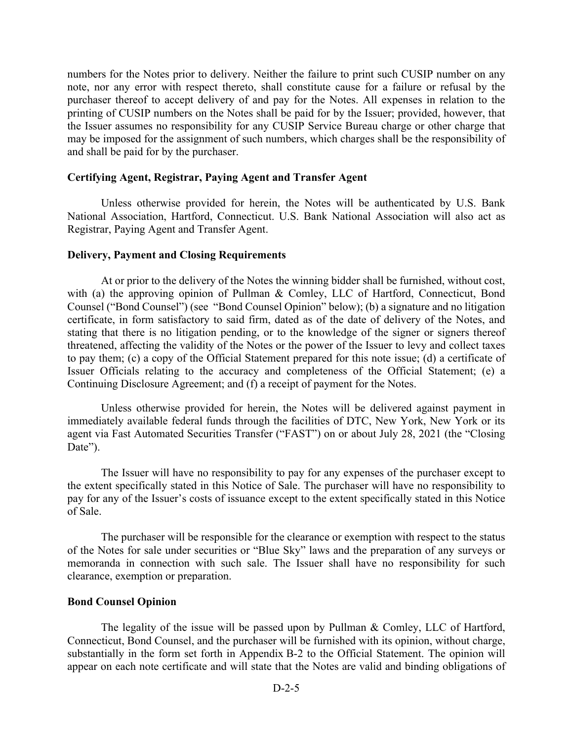numbers for the Notes prior to delivery. Neither the failure to print such CUSIP number on any note, nor any error with respect thereto, shall constitute cause for a failure or refusal by the purchaser thereof to accept delivery of and pay for the Notes. All expenses in relation to the printing of CUSIP numbers on the Notes shall be paid for by the Issuer; provided, however, that the Issuer assumes no responsibility for any CUSIP Service Bureau charge or other charge that may be imposed for the assignment of such numbers, which charges shall be the responsibility of and shall be paid for by the purchaser.

**Certifying Agent, Registrar, Paying Agent and Transfer Agent**

Unless otherwise provided for herein, the Notes will be authenticated by U.S. Bank National Association, Hartford, Connecticut. U.S. Bank National Association will also act as Registrar, Paying Agent and Transfer Agent.

**Delivery, Payment and Closing Requirements**

At or prior to the delivery of the Notes the winning bidder shall be furnished, without cost, with (a) the approving opinion of Pullman & Comley, LLC of Hartford, Connecticut, Bond Counsel ("Bond Counsel") (see "Bond Counsel Opinion" below); (b) a signature and no litigation certificate, in form satisfactory to said firm, dated as of the date of delivery of the Notes, and stating that there is no litigation pending, or to the knowledge of the signer or signers thereof threatened, affecting the validity of the Notes or the power of the Issuer to levy and collect taxes to pay them; (c) a copy of the Official Statement prepared for this note issue; (d) a certificate of Issuer Officials relating to the accuracy and completeness of the Official Statement; (e) a Continuing Disclosure Agreement; and (f) a receipt of payment for the Notes.

Unless otherwise provided for herein, the Notes will be delivered against payment in immediately available federal funds through the facilities of DTC, New York, New York or its agent via Fast Automated Securities Transfer ("FAST") on or about July 28, 2021 (the "Closing Date").

The Issuer will have no responsibility to pay for any expenses of the purchaser except to the extent specifically stated in this Notice of Sale. The purchaser will have no responsibility to pay for any of the Issuer's costs of issuance except to the extent specifically stated in this Notice of Sale.

The purchaser will be responsible for the clearance or exemption with respect to the status of the Notes for sale under securities or "Blue Sky" laws and the preparation of any surveys or memoranda in connection with such sale. The Issuer shall have no responsibility for such clearance, exemption or preparation.

**Bond Counsel Opinion**

The legality of the issue will be passed upon by Pullman & Comley, LLC of Hartford, Connecticut, Bond Counsel, and the purchaser will be furnished with its opinion, without charge, substantially in the form set forth in Appendix B-2 to the Official Statement. The opinion will appear on each note certificate and will state that the Notes are valid and binding obligations of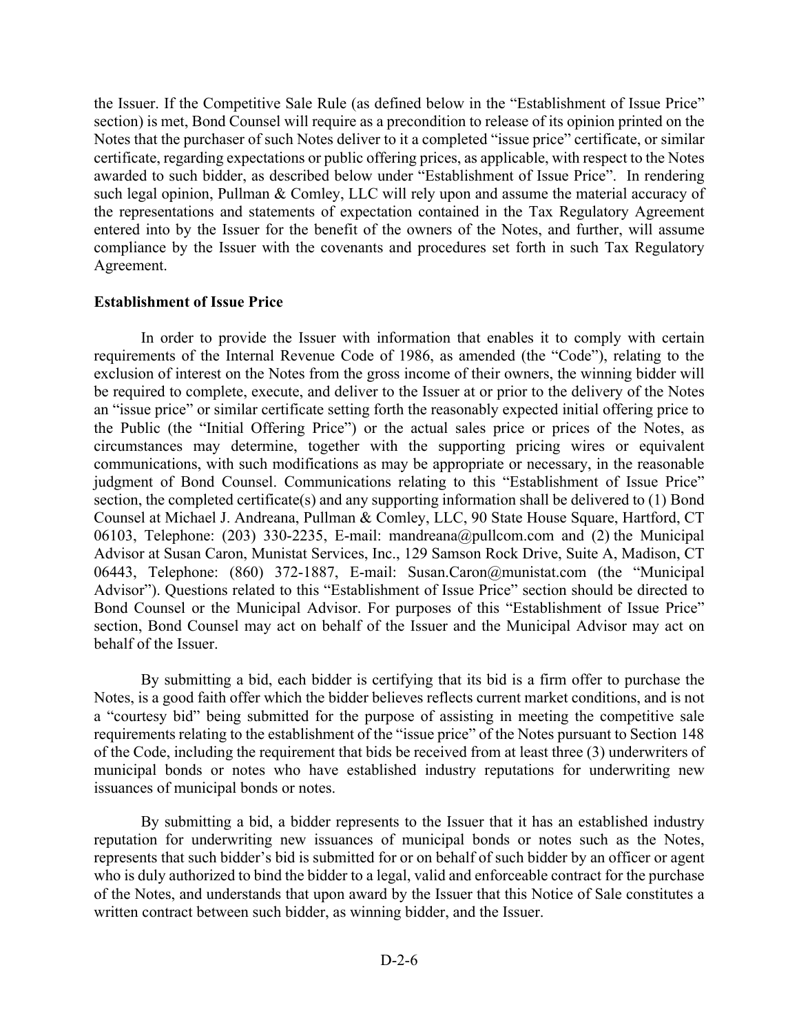the Issuer. If the Competitive Sale Rule (as defined below in the "Establishment of Issue Price" section) is met, Bond Counsel will require as a precondition to release of its opinion printed on the Notes that the purchaser of such Notes deliver to it a completed "issue price" certificate, or similar certificate, regarding expectations or public offering prices, as applicable, with respect to the Notes awarded to such bidder, as described below under "Establishment of Issue Price". In rendering such legal opinion, Pullman & Comley, LLC will rely upon and assume the material accuracy of the representations and statements of expectation contained in the Tax Regulatory Agreement entered into by the Issuer for the benefit of the owners of the Notes, and further, will assume compliance by the Issuer with the covenants and procedures set forth in such Tax Regulatory Agreement.

**Establishment of Issue Price**

In order to provide the Issuer with information that enables it to comply with certain requirements of the Internal Revenue Code of 1986, as amended (the "Code"), relating to the exclusion of interest on the Notes from the gross income of their owners, the winning bidder will be required to complete, execute, and deliver to the Issuer at or prior to the delivery of the Notes an "issue price" or similar certificate setting forth the reasonably expected initial offering price to the Public (the "Initial Offering Price") or the actual sales price or prices of the Notes, as circumstances may determine, together with the supporting pricing wires or equivalent communications, with such modifications as may be appropriate or necessary, in the reasonable judgment of Bond Counsel. Communications relating to this "Establishment of Issue Price" section, the completed certificate(s) and any supporting information shall be delivered to (1) Bond Counsel at Michael J. Andreana, Pullman & Comley, LLC, 90 State House Square, Hartford, CT 06103, Telephone: (203) 330-2235, E-mail: mandreana@pullcom.com and (2) the Municipal Advisor at Susan Caron, Munistat Services, Inc., 129 Samson Rock Drive, Suite A, Madison, CT 06443, Telephone: (860) 372-1887, E-mail: Susan.Caron@munistat.com (the "Municipal Advisor"). Questions related to this "Establishment of Issue Price" section should be directed to Bond Counsel or the Municipal Advisor. For purposes of this "Establishment of Issue Price" section, Bond Counsel may act on behalf of the Issuer and the Municipal Advisor may act on behalf of the Issuer.

By submitting a bid, each bidder is certifying that its bid is a firm offer to purchase the Notes, is a good faith offer which the bidder believes reflects current market conditions, and is not a "courtesy bid" being submitted for the purpose of assisting in meeting the competitive sale requirements relating to the establishment of the "issue price" of the Notes pursuant to Section 148 of the Code, including the requirement that bids be received from at least three (3) underwriters of municipal bonds or notes who have established industry reputations for underwriting new issuances of municipal bonds or notes.

By submitting a bid, a bidder represents to the Issuer that it has an established industry reputation for underwriting new issuances of municipal bonds or notes such as the Notes, represents that such bidder's bid is submitted for or on behalf of such bidder by an officer or agent who is duly authorized to bind the bidder to a legal, valid and enforceable contract for the purchase of the Notes, and understands that upon award by the Issuer that this Notice of Sale constitutes a written contract between such bidder, as winning bidder, and the Issuer.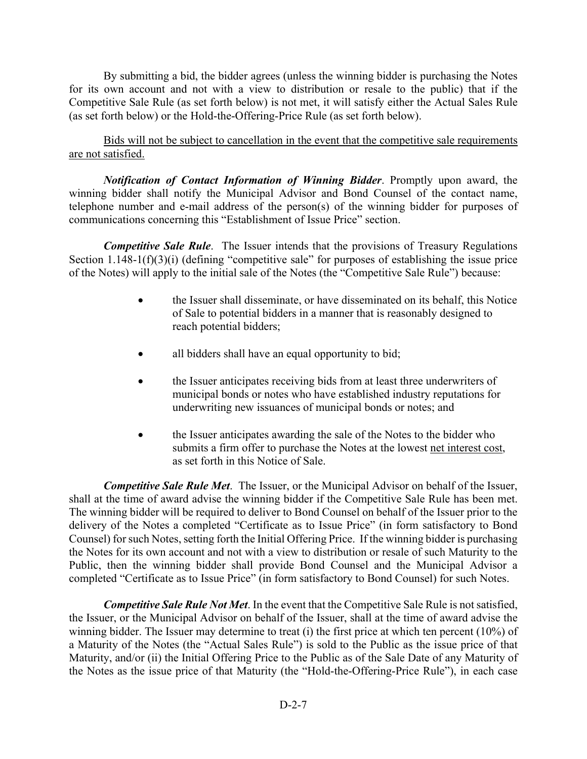By submitting a bid, the bidder agrees (unless the winning bidder is purchasing the Notes for its own account and not with a view to distribution or resale to the public) that if the Competitive Sale Rule (as set forth below) is not met, it will satisfy either the Actual Sales Rule (as set forth below) or the Hold-the-Offering-Price Rule (as set forth below).

<u>Bids will not be subject to cancellation in the event that the competitive sale requirements are not satisfied.</u>

***Notification of Contact Information of Winning Bidder***. Promptly upon award, the winning bidder shall notify the Municipal Advisor and Bond Counsel of the contact name, telephone number and e-mail address of the person(s) of the winning bidder for purposes of communications concerning this "Establishment of Issue Price" section.

***Competitive Sale Rule***. The Issuer intends that the provisions of Treasury Regulations Section 1.148-1(f)(3)(i) (defining "competitive sale" for purposes of establishing the issue price of the Notes) will apply to the initial sale of the Notes (the "Competitive Sale Rule") because:

- the Issuer shall disseminate, or have disseminated on its behalf, this Notice of Sale to potential bidders in a manner that is reasonably designed to reach potential bidders;
- all bidders shall have an equal opportunity to bid;
- the Issuer anticipates receiving bids from at least three underwriters of municipal bonds or notes who have established industry reputations for underwriting new issuances of municipal bonds or notes; and
- the Issuer anticipates awarding the sale of the Notes to the bidder who submits a firm offer to purchase the Notes at the lowest <u>net interest cost</u>, as set forth in this Notice of Sale.

***Competitive Sale Rule Met***. The Issuer, or the Municipal Advisor on behalf of the Issuer, shall at the time of award advise the winning bidder if the Competitive Sale Rule has been met. The winning bidder will be required to deliver to Bond Counsel on behalf of the Issuer prior to the delivery of the Notes a completed "Certificate as to Issue Price" (in form satisfactory to Bond Counsel) for such Notes, setting forth the Initial Offering Price. If the winning bidder is purchasing the Notes for its own account and not with a view to distribution or resale of such Maturity to the Public, then the winning bidder shall provide Bond Counsel and the Municipal Advisor a completed "Certificate as to Issue Price" (in form satisfactory to Bond Counsel) for such Notes.

***Competitive Sale Rule Not Met***. In the event that the Competitive Sale Rule is not satisfied, the Issuer, or the Municipal Advisor on behalf of the Issuer, shall at the time of award advise the winning bidder. The Issuer may determine to treat (i) the first price at which ten percent (10%) of a Maturity of the Notes (the "Actual Sales Rule") is sold to the Public as the issue price of that Maturity, and/or (ii) the Initial Offering Price to the Public as of the Sale Date of any Maturity of the Notes as the issue price of that Maturity (the "Hold-the-Offering-Price Rule"), in each case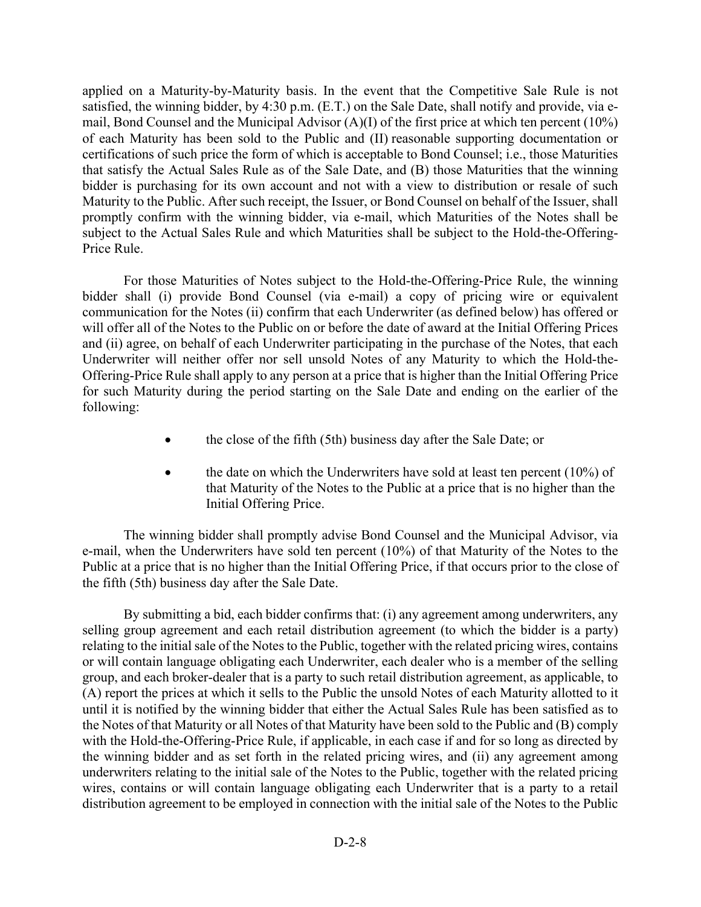applied on a Maturity-by-Maturity basis. In the event that the Competitive Sale Rule is not satisfied, the winning bidder, by 4:30 p.m. (E.T.) on the Sale Date, shall notify and provide, via e-mail, Bond Counsel and the Municipal Advisor (A)(I) of the first price at which ten percent (10%) of each Maturity has been sold to the Public and (II) reasonable supporting documentation or certifications of such price the form of which is acceptable to Bond Counsel; i.e., those Maturities that satisfy the Actual Sales Rule as of the Sale Date, and (B) those Maturities that the winning bidder is purchasing for its own account and not with a view to distribution or resale of such Maturity to the Public. After such receipt, the Issuer, or Bond Counsel on behalf of the Issuer, shall promptly confirm with the winning bidder, via e-mail, which Maturities of the Notes shall be subject to the Actual Sales Rule and which Maturities shall be subject to the Hold-the-Offering-Price Rule.

For those Maturities of Notes subject to the Hold-the-Offering-Price Rule, the winning bidder shall (i) provide Bond Counsel (via e-mail) a copy of pricing wire or equivalent communication for the Notes (ii) confirm that each Underwriter (as defined below) has offered or will offer all of the Notes to the Public on or before the date of award at the Initial Offering Prices and (ii) agree, on behalf of each Underwriter participating in the purchase of the Notes, that each Underwriter will neither offer nor sell unsold Notes of any Maturity to which the Hold-the-Offering-Price Rule shall apply to any person at a price that is higher than the Initial Offering Price for such Maturity during the period starting on the Sale Date and ending on the earlier of the following:

- the close of the fifth (5th) business day after the Sale Date; or
- the date on which the Underwriters have sold at least ten percent (10%) of that Maturity of the Notes to the Public at a price that is no higher than the Initial Offering Price.

The winning bidder shall promptly advise Bond Counsel and the Municipal Advisor, via e-mail, when the Underwriters have sold ten percent (10%) of that Maturity of the Notes to the Public at a price that is no higher than the Initial Offering Price, if that occurs prior to the close of the fifth (5th) business day after the Sale Date.

By submitting a bid, each bidder confirms that: (i) any agreement among underwriters, any selling group agreement and each retail distribution agreement (to which the bidder is a party) relating to the initial sale of the Notes to the Public, together with the related pricing wires, contains or will contain language obligating each Underwriter, each dealer who is a member of the selling group, and each broker-dealer that is a party to such retail distribution agreement, as applicable, to (A) report the prices at which it sells to the Public the unsold Notes of each Maturity allotted to it until it is notified by the winning bidder that either the Actual Sales Rule has been satisfied as to the Notes of that Maturity or all Notes of that Maturity have been sold to the Public and (B) comply with the Hold-the-Offering-Price Rule, if applicable, in each case if and for so long as directed by the winning bidder and as set forth in the related pricing wires, and (ii) any agreement among underwriters relating to the initial sale of the Notes to the Public, together with the related pricing wires, contains or will contain language obligating each Underwriter that is a party to a retail distribution agreement to be employed in connection with the initial sale of the Notes to the Public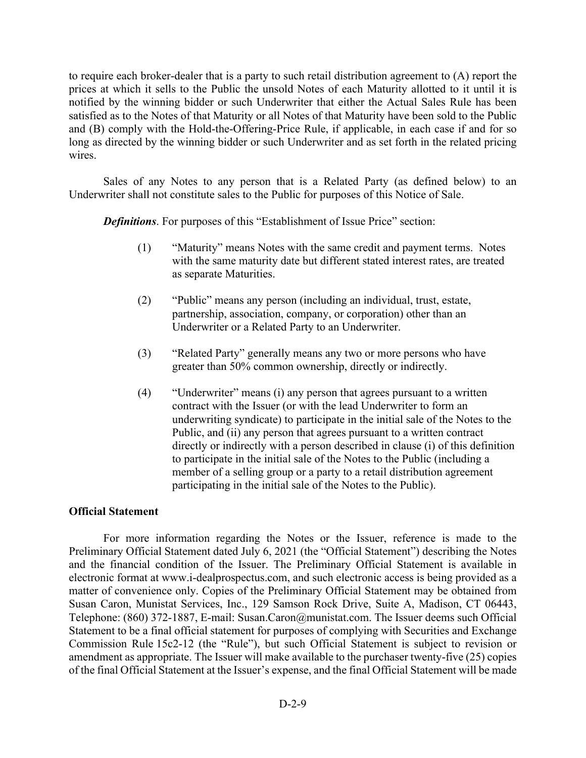to require each broker-dealer that is a party to such retail distribution agreement to (A) report the prices at which it sells to the Public the unsold Notes of each Maturity allotted to it until it is notified by the winning bidder or such Underwriter that either the Actual Sales Rule has been satisfied as to the Notes of that Maturity or all Notes of that Maturity have been sold to the Public and (B) comply with the Hold-the-Offering-Price Rule, if applicable, in each case if and for so long as directed by the winning bidder or such Underwriter and as set forth in the related pricing wires.

Sales of any Notes to any person that is a Related Party (as defined below) to an Underwriter shall not constitute sales to the Public for purposes of this Notice of Sale.

***Definitions***. For purposes of this "Establishment of Issue Price" section:

(1) "Maturity" means Notes with the same credit and payment terms. Notes with the same maturity date but different stated interest rates, are treated as separate Maturities.

(2) "Public" means any person (including an individual, trust, estate, partnership, association, company, or corporation) other than an Underwriter or a Related Party to an Underwriter.

(3) "Related Party" generally means any two or more persons who have greater than 50% common ownership, directly or indirectly.

(4) "Underwriter" means (i) any person that agrees pursuant to a written contract with the Issuer (or with the lead Underwriter to form an underwriting syndicate) to participate in the initial sale of the Notes to the Public, and (ii) any person that agrees pursuant to a written contract directly or indirectly with a person described in clause (i) of this definition to participate in the initial sale of the Notes to the Public (including a member of a selling group or a party to a retail distribution agreement participating in the initial sale of the Notes to the Public).

**Official Statement**

For more information regarding the Notes or the Issuer, reference is made to the Preliminary Official Statement dated July 6, 2021 (the "Official Statement") describing the Notes and the financial condition of the Issuer. The Preliminary Official Statement is available in electronic format at www.i-dealprospectus.com, and such electronic access is being provided as a matter of convenience only. Copies of the Preliminary Official Statement may be obtained from Susan Caron, Munistat Services, Inc., 129 Samson Rock Drive, Suite A, Madison, CT 06443, Telephone: (860) 372-1887, E-mail: Susan.Caron@munistat.com. The Issuer deems such Official Statement to be a final official statement for purposes of complying with Securities and Exchange Commission Rule 15c2-12 (the "Rule"), but such Official Statement is subject to revision or amendment as appropriate. The Issuer will make available to the purchaser twenty-five (25) copies of the final Official Statement at the Issuer's expense, and the final Official Statement will be made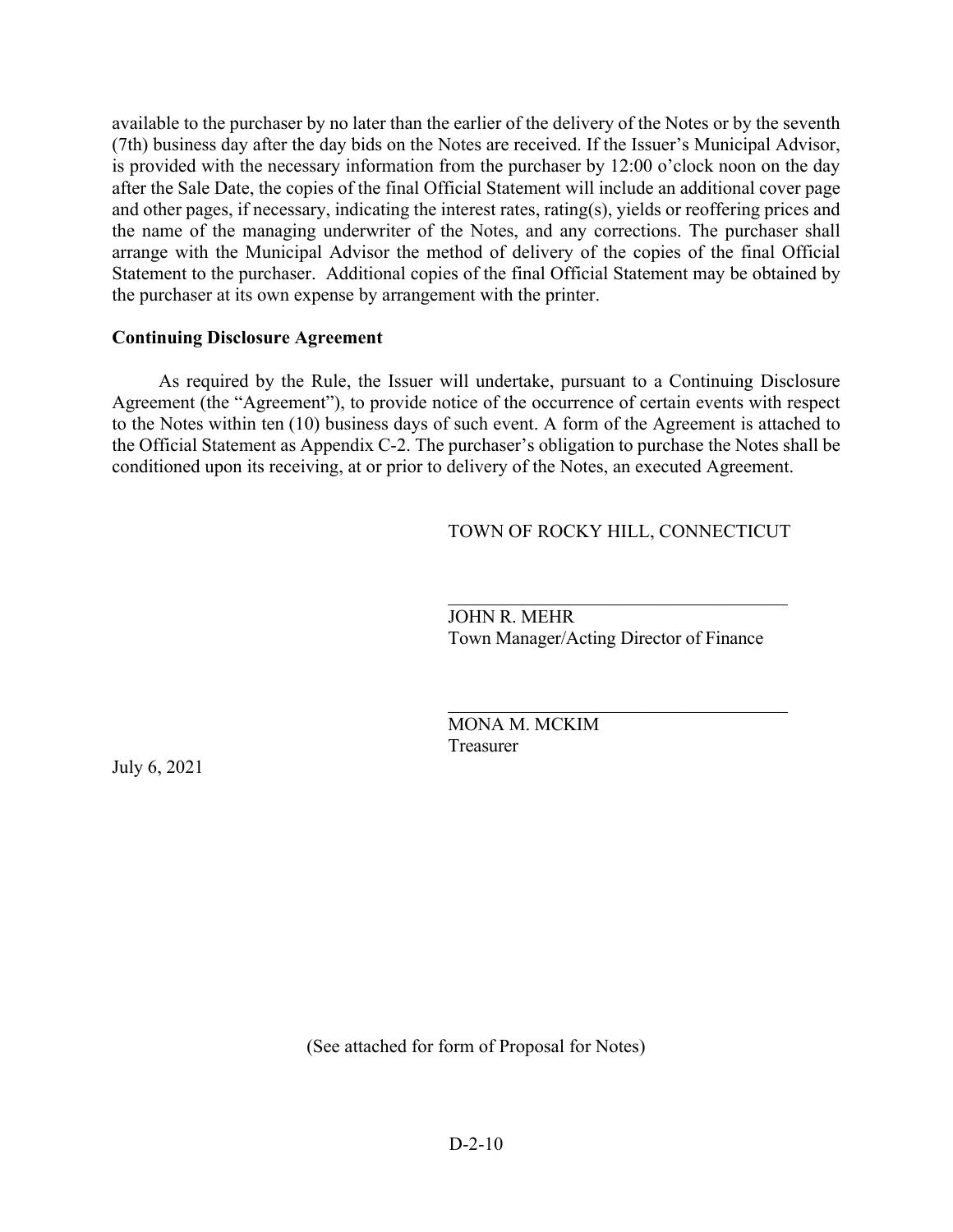available to the purchaser by no later than the earlier of the delivery of the Notes or by the seventh (7th) business day after the day bids on the Notes are received. If the Issuer's Municipal Advisor, is provided with the necessary information from the purchaser by 12:00 o'clock noon on the day after the Sale Date, the copies of the final Official Statement will include an additional cover page and other pages, if necessary, indicating the interest rates, rating(s), yields or reoffering prices and the name of the managing underwriter of the Notes, and any corrections. The purchaser shall arrange with the Municipal Advisor the method of delivery of the copies of the final Official Statement to the purchaser. Additional copies of the final Official Statement may be obtained by the purchaser at its own expense by arrangement with the printer.

**Continuing Disclosure Agreement**

As required by the Rule, the Issuer will undertake, pursuant to a Continuing Disclosure Agreement (the "Agreement"), to provide notice of the occurrence of certain events with respect to the Notes within ten (10) business days of such event. A form of the Agreement is attached to the Official Statement as Appendix C-2. The purchaser's obligation to purchase the Notes shall be conditioned upon its receiving, at or prior to delivery of the Notes, an executed Agreement.

TOWN OF ROCKY HILL, CONNECTICUT

\_\_\_\_\_\_\_\_\_\_\_\_\_\_\_\_\_\_\_\_\_\_\_\_\_\_\_\_\_\_\_\_\_\_\_\_

JOHN R. MEHR
Town Manager/Acting Director of Finance

\_\_\_\_\_\_\_\_\_\_\_\_\_\_\_\_\_\_\_\_\_\_\_\_\_\_\_\_\_\_\_\_\_\_\_\_

MONA M. MCKIM
Treasurer

July 6, 2021

(See attached for form of Proposal for Notes)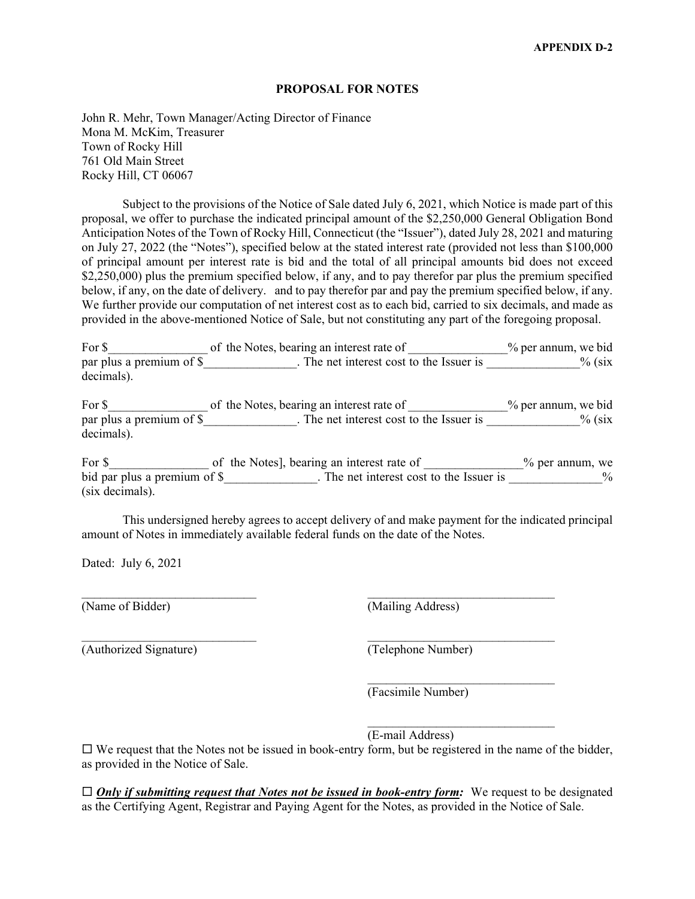**APPENDIX D-2**

**PROPOSAL FOR NOTES**

John R. Mehr, Town Manager/Acting Director of Finance
Mona M. McKim, Treasurer
Town of Rocky Hill
761 Old Main Street
Rocky Hill, CT 06067

Subject to the provisions of the Notice of Sale dated July 6, 2021, which Notice is made part of this proposal, we offer to purchase the indicated principal amount of the $2,250,000 General Obligation Bond Anticipation Notes of the Town of Rocky Hill, Connecticut (the "Issuer"), dated July 28, 2021 and maturing on July 27, 2022 (the "Notes"), specified below at the stated interest rate (provided not less than $100,000 of principal amount per interest rate is bid and the total of all principal amounts bid does not exceed $2,250,000) plus the premium specified below, if any, and to pay therefor par plus the premium specified below, if any, on the date of delivery.   and to pay therefor par and pay the premium specified below, if any. We further provide our computation of net interest cost as to each bid, carried to six decimals, and made as provided in the above-mentioned Notice of Sale, but not constituting any part of the foregoing proposal.

For $________________ of the Notes, bearing an interest rate of ________________% per annum, we bid par plus a premium of $_______________. The net interest cost to the Issuer is _______________% (six decimals).

For $________________ of the Notes, bearing an interest rate of ________________% per annum, we bid par plus a premium of $_______________. The net interest cost to the Issuer is _______________% (six decimals).

For $________________ of the Notes], bearing an interest rate of ________________% per annum, we bid par plus a premium of $_______________. The net interest cost to the Issuer is _______________% (six decimals).

This undersigned hereby agrees to accept delivery of and make payment for the indicated principal amount of Notes in immediately available federal funds on the date of the Notes.

Dated: July 6, 2021

_____________________________
(Name of Bidder)

_____________________________
(Authorized Signature)

_____________________________
(Mailing Address)

_____________________________
(Telephone Number)

_____________________________
(Facsimile Number)

_____________________________
(E-mail Address)

☐ We request that the Notes not be issued in book-entry form, but be registered in the name of the bidder, as provided in the Notice of Sale.

☐ ***Only if submitting request that Notes not be issued in book-entry form:*** We request to be designated as the Certifying Agent, Registrar and Paying Agent for the Notes, as provided in the Notice of Sale.